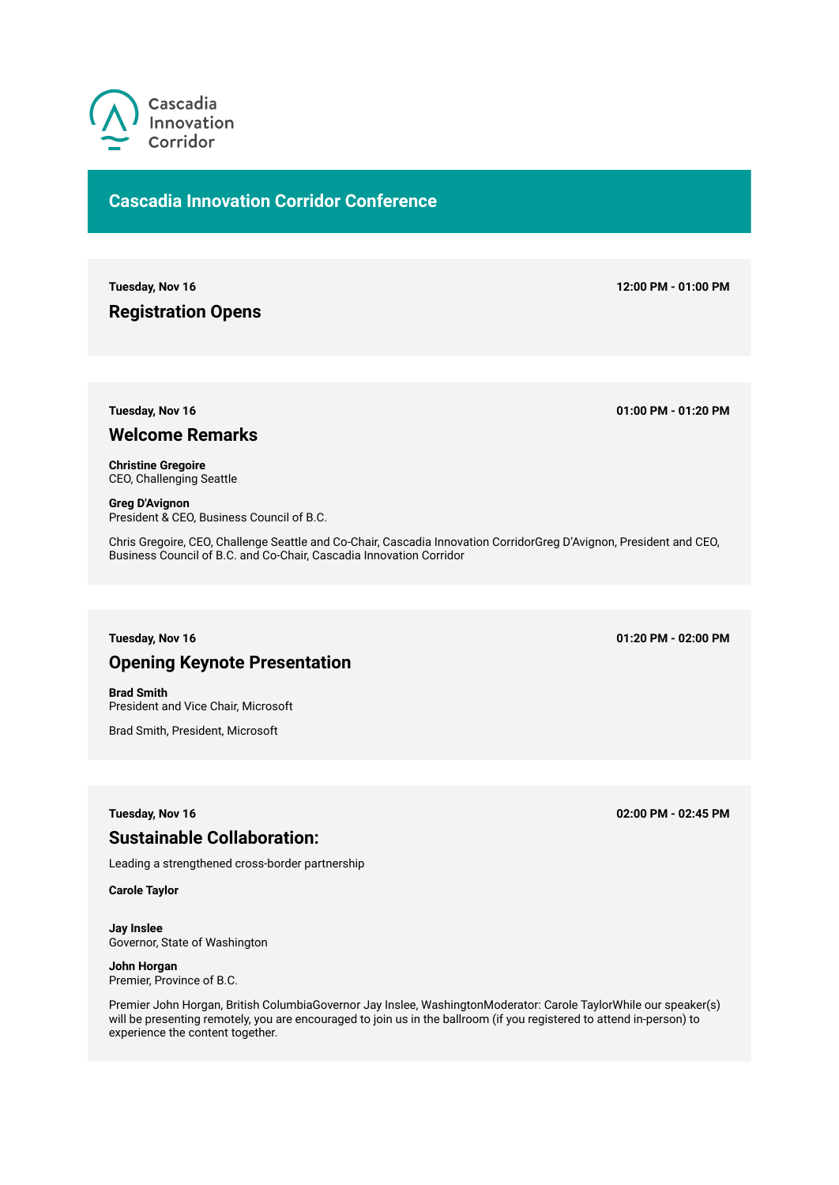Cascadia Innovation Corridor

# Cascadia Innovation Corridor Conference

**Tuesday, Nov 16** — **12:00 PM - 01:00 PM**

## Registration Opens

---

**Tuesday, Nov 16** — **01:00 PM - 01:20 PM**

## Welcome Remarks

**Christine Gregoire**
CEO, Challenging Seattle

**Greg D'Avignon**
President & CEO, Business Council of B.C.

Chris Gregoire, CEO, Challenge Seattle and Co-Chair, Cascadia Innovation CorridorGreg D'Avignon, President and CEO, Business Council of B.C. and Co-Chair, Cascadia Innovation Corridor

---

**Tuesday, Nov 16** — **01:20 PM - 02:00 PM**

## Opening Keynote Presentation

**Brad Smith**
President and Vice Chair, Microsoft

Brad Smith, President, Microsoft

---

**Tuesday, Nov 16** — **02:00 PM - 02:45 PM**

## Sustainable Collaboration:

Leading a strengthened cross-border partnership

**Carole Taylor**

**Jay Inslee**
Governor, State of Washington

**John Horgan**
Premier, Province of B.C.

Premier John Horgan, British ColumbiaGovernor Jay Inslee, WashingtonModerator: Carole TaylorWhile our speaker(s) will be presenting remotely, you are encouraged to join us in the ballroom (if you registered to attend in-person) to experience the content together.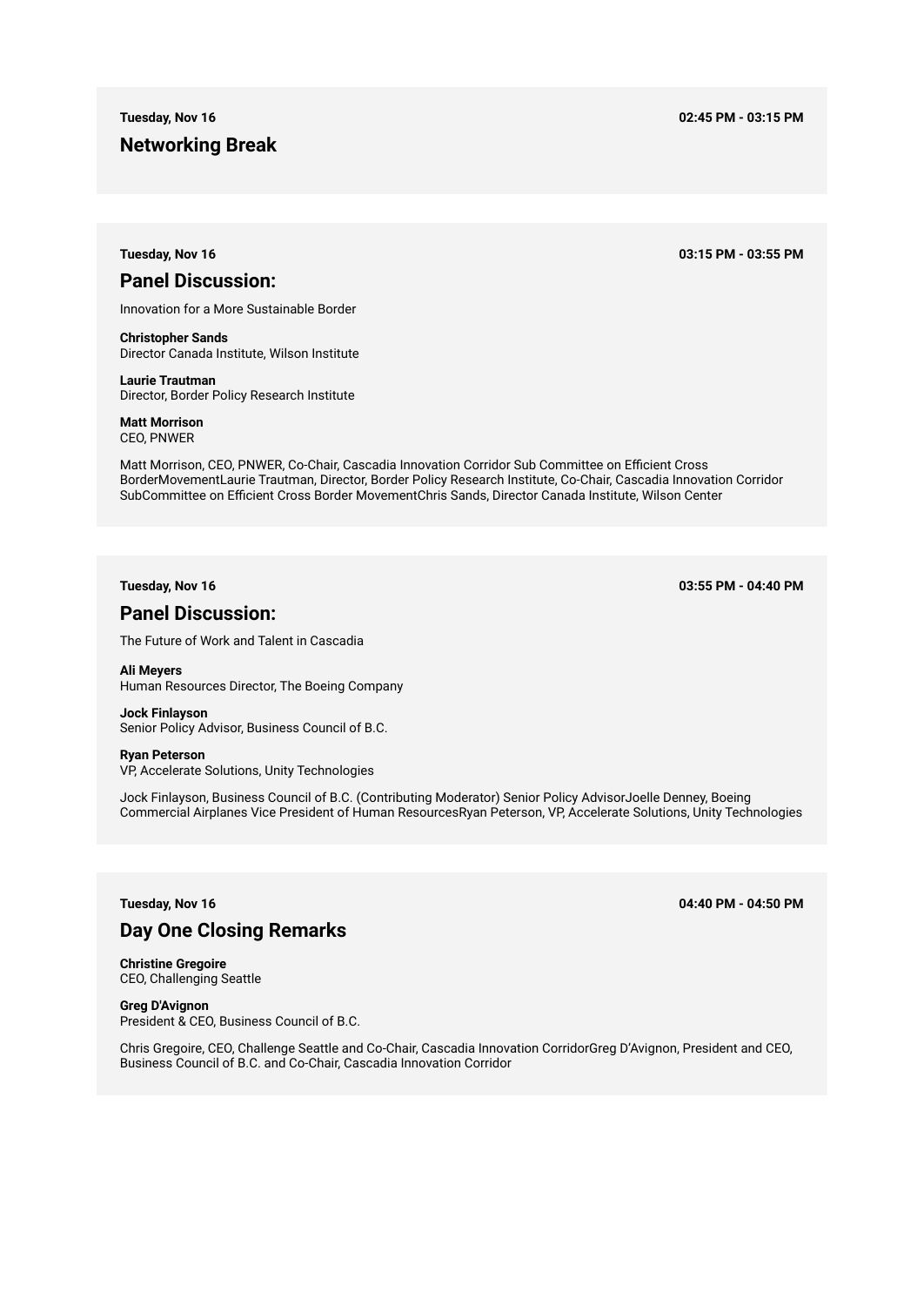**Tuesday, Nov 16** **02:45 PM - 03:15 PM**

## Networking Break

---

**Tuesday, Nov 16** **03:15 PM - 03:55 PM**

## Panel Discussion:

Innovation for a More Sustainable Border

**Christopher Sands**
Director Canada Institute, Wilson Institute

**Laurie Trautman**
Director, Border Policy Research Institute

**Matt Morrison**
CEO, PNWER

Matt Morrison, CEO, PNWER, Co-Chair, Cascadia Innovation Corridor Sub Committee on Efficient Cross BorderMovementLaurie Trautman, Director, Border Policy Research Institute, Co-Chair, Cascadia Innovation Corridor SubCommittee on Efficient Cross Border MovementChris Sands, Director Canada Institute, Wilson Center

---

**Tuesday, Nov 16** **03:55 PM - 04:40 PM**

## Panel Discussion:

The Future of Work and Talent in Cascadia

**Ali Meyers**
Human Resources Director, The Boeing Company

**Jock Finlayson**
Senior Policy Advisor, Business Council of B.C.

**Ryan Peterson**
VP, Accelerate Solutions, Unity Technologies

Jock Finlayson, Business Council of B.C. (Contributing Moderator) Senior Policy AdvisorJoelle Denney, Boeing Commercial Airplanes Vice President of Human ResourcesRyan Peterson, VP, Accelerate Solutions, Unity Technologies

---

**Tuesday, Nov 16** **04:40 PM - 04:50 PM**

## Day One Closing Remarks

**Christine Gregoire**
CEO, Challenging Seattle

**Greg D'Avignon**
President & CEO, Business Council of B.C.

Chris Gregoire, CEO, Challenge Seattle and Co-Chair, Cascadia Innovation CorridorGreg D'Avignon, President and CEO, Business Council of B.C. and Co-Chair, Cascadia Innovation Corridor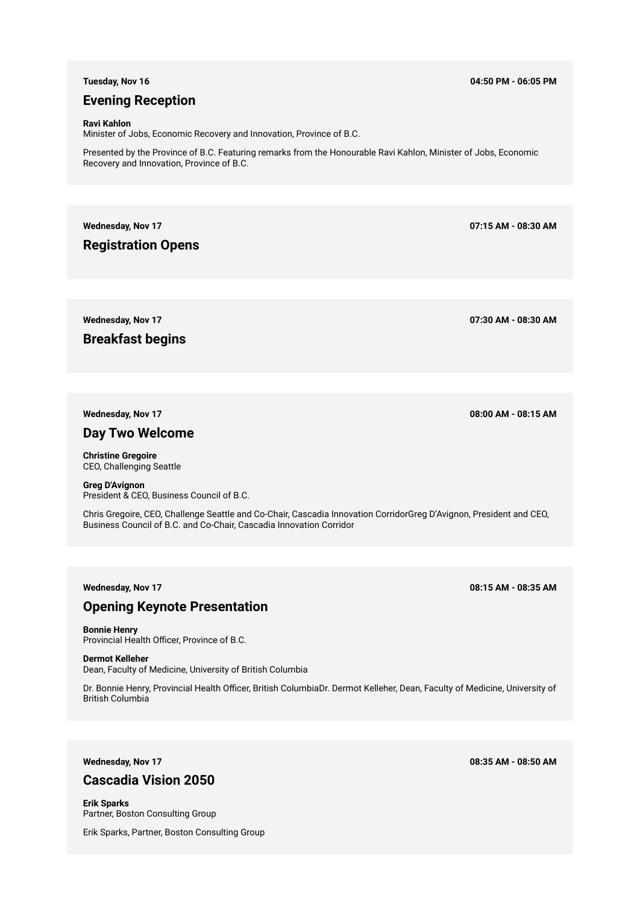**Tuesday, Nov 16** **04:50 PM - 06:05 PM**

## Evening Reception

**Ravi Kahlon**
Minister of Jobs, Economic Recovery and Innovation, Province of B.C.

Presented by the Province of B.C. Featuring remarks from the Honourable Ravi Kahlon, Minister of Jobs, Economic Recovery and Innovation, Province of B.C.

**Wednesday, Nov 17** **07:15 AM - 08:30 AM**

## Registration Opens

**Wednesday, Nov 17** **07:30 AM - 08:30 AM**

## Breakfast begins

**Wednesday, Nov 17** **08:00 AM - 08:15 AM**

## Day Two Welcome

**Christine Gregoire**
CEO, Challenging Seattle

**Greg D'Avignon**
President & CEO, Business Council of B.C.

Chris Gregoire, CEO, Challenge Seattle and Co-Chair, Cascadia Innovation CorridorGreg D'Avignon, President and CEO, Business Council of B.C. and Co-Chair, Cascadia Innovation Corridor

**Wednesday, Nov 17** **08:15 AM - 08:35 AM**

## Opening Keynote Presentation

**Bonnie Henry**
Provincial Health Officer, Province of B.C.

**Dermot Kelleher**
Dean, Faculty of Medicine, University of British Columbia

Dr. Bonnie Henry, Provincial Health Officer, British ColumbiaDr. Dermot Kelleher, Dean, Faculty of Medicine, University of British Columbia

**Wednesday, Nov 17** **08:35 AM - 08:50 AM**

## Cascadia Vision 2050

**Erik Sparks**
Partner, Boston Consulting Group

Erik Sparks, Partner, Boston Consulting Group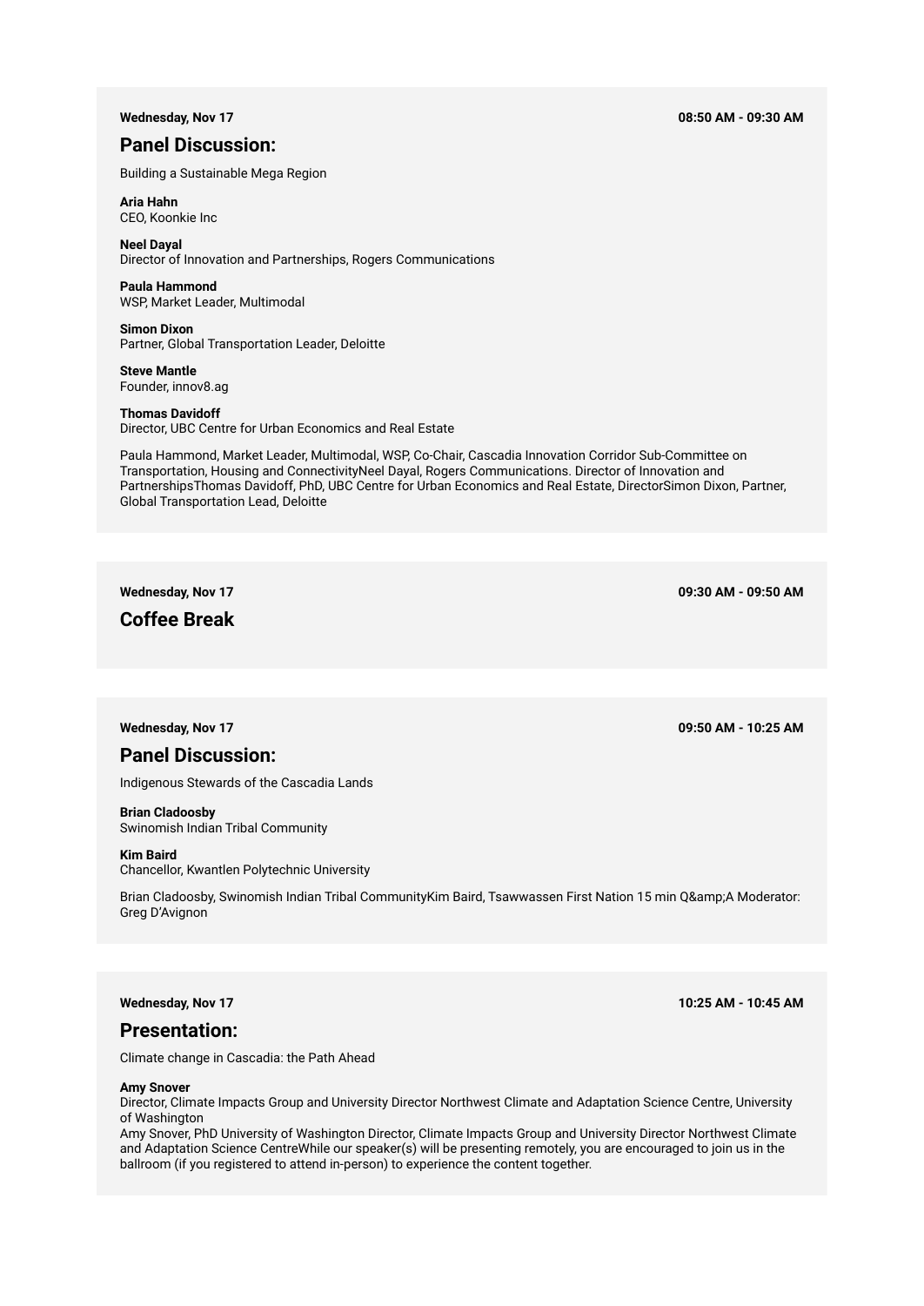**Wednesday, Nov 17** **08:50 AM - 09:30 AM**

## Panel Discussion:

Building a Sustainable Mega Region

**Aria Hahn**
CEO, Koonkie Inc

**Neel Dayal**
Director of Innovation and Partnerships, Rogers Communications

**Paula Hammond**
WSP, Market Leader, Multimodal

**Simon Dixon**
Partner, Global Transportation Leader, Deloitte

**Steve Mantle**
Founder, innov8.ag

**Thomas Davidoff**
Director, UBC Centre for Urban Economics and Real Estate

Paula Hammond, Market Leader, Multimodal, WSP, Co-Chair, Cascadia Innovation Corridor Sub-Committee on Transportation, Housing and ConnectivityNeel Dayal, Rogers Communications. Director of Innovation and PartnershipsThomas Davidoff, PhD, UBC Centre for Urban Economics and Real Estate, DirectorSimon Dixon, Partner, Global Transportation Lead, Deloitte

**Wednesday, Nov 17** **09:30 AM - 09:50 AM**

## Coffee Break

**Wednesday, Nov 17** **09:50 AM - 10:25 AM**

## Panel Discussion:

Indigenous Stewards of the Cascadia Lands

**Brian Cladoosby**
Swinomish Indian Tribal Community

**Kim Baird**
Chancellor, Kwantlen Polytechnic University

Brian Cladoosby, Swinomish Indian Tribal CommunityKim Baird, Tsawwassen First Nation 15 min Q&amp;A Moderator: Greg D'Avignon

**Wednesday, Nov 17** **10:25 AM - 10:45 AM**

## Presentation:

Climate change in Cascadia: the Path Ahead

**Amy Snover**
Director, Climate Impacts Group and University Director Northwest Climate and Adaptation Science Centre, University of Washington
Amy Snover, PhD University of Washington Director, Climate Impacts Group and University Director Northwest Climate and Adaptation Science CentreWhile our speaker(s) will be presenting remotely, you are encouraged to join us in the ballroom (if you registered to attend in-person) to experience the content together.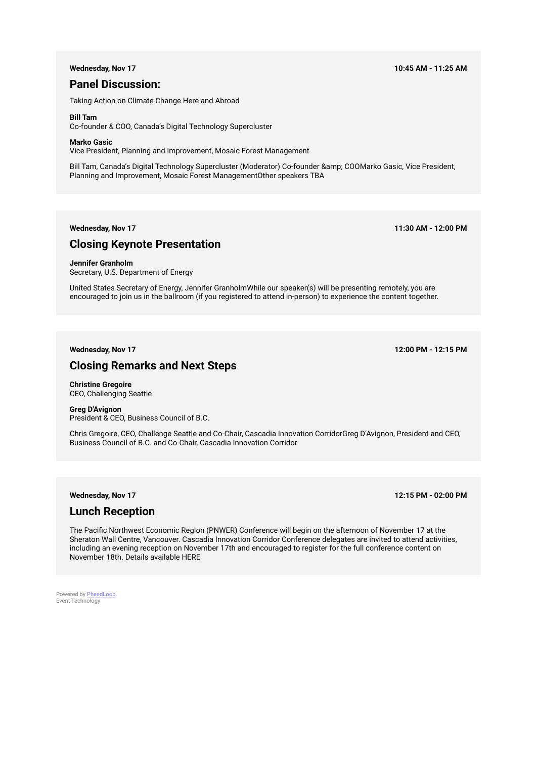**Wednesday, Nov 17** **10:45 AM - 11:25 AM**

## Panel Discussion:

Taking Action on Climate Change Here and Abroad

**Bill Tam**
Co-founder & COO, Canada's Digital Technology Supercluster

**Marko Gasic**
Vice President, Planning and Improvement, Mosaic Forest Management

Bill Tam, Canada's Digital Technology Supercluster (Moderator) Co-founder &amp; COOMarko Gasic, Vice President, Planning and Improvement, Mosaic Forest ManagementOther speakers TBA

**Wednesday, Nov 17** **11:30 AM - 12:00 PM**

## Closing Keynote Presentation

**Jennifer Granholm**
Secretary, U.S. Department of Energy

United States Secretary of Energy, Jennifer GranholmWhile our speaker(s) will be presenting remotely, you are encouraged to join us in the ballroom (if you registered to attend in-person) to experience the content together.

**Wednesday, Nov 17** **12:00 PM - 12:15 PM**

## Closing Remarks and Next Steps

**Christine Gregoire**
CEO, Challenging Seattle

**Greg D'Avignon**
President & CEO, Business Council of B.C.

Chris Gregoire, CEO, Challenge Seattle and Co-Chair, Cascadia Innovation CorridorGreg D'Avignon, President and CEO, Business Council of B.C. and Co-Chair, Cascadia Innovation Corridor

**Wednesday, Nov 17** **12:15 PM - 02:00 PM**

## Lunch Reception

The Pacific Northwest Economic Region (PNWER) Conference will begin on the afternoon of November 17 at the Sheraton Wall Centre, Vancouver. Cascadia Innovation Corridor Conference delegates are invited to attend activities, including an evening reception on November 17th and encouraged to register for the full conference content on November 18th. Details available HERE

Powered by PheedLoop
Event Technology